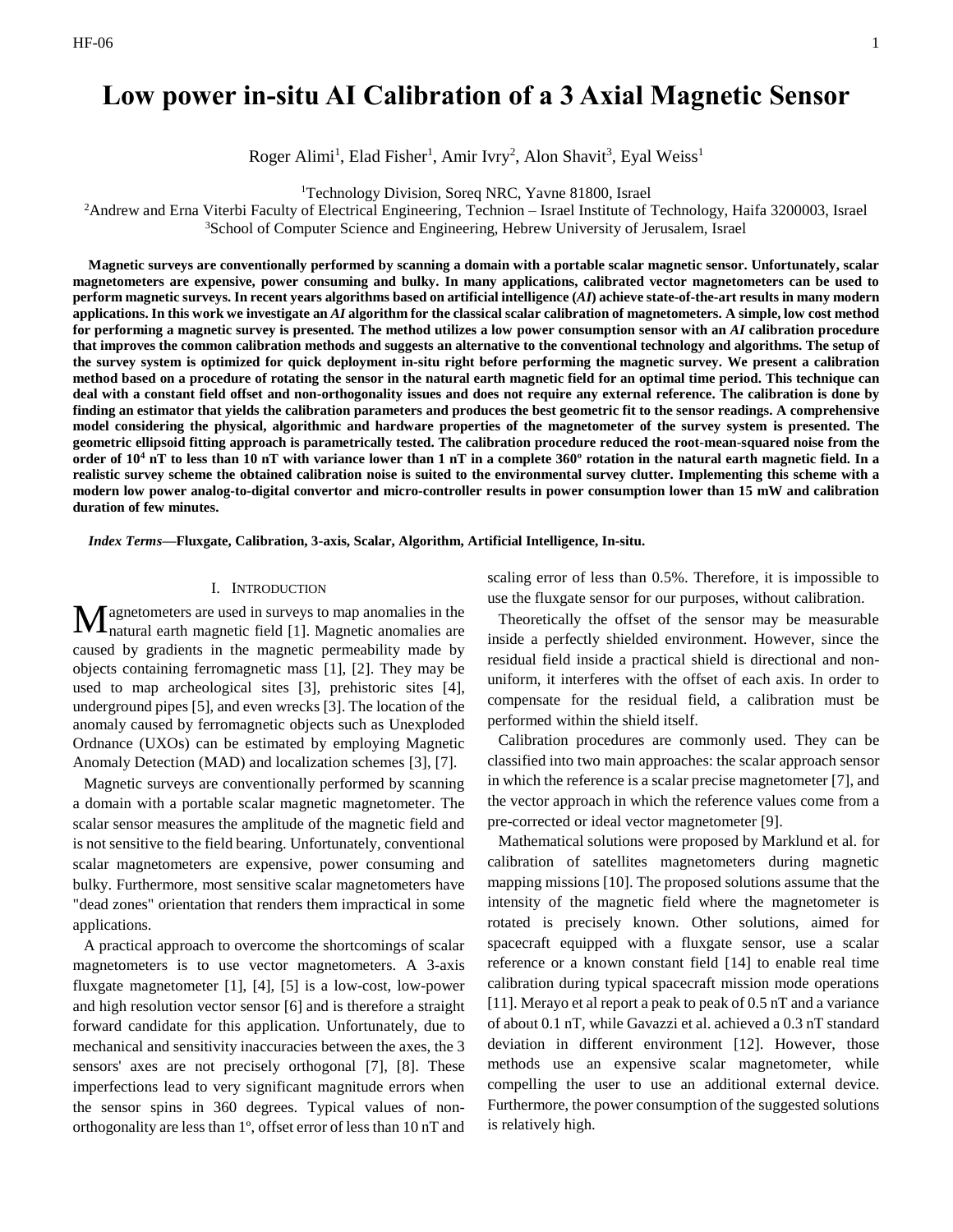# Low power in-situ AI Calibration of a 3 Axial Magnetic Sensor

Roger Alimi[1], Elad Fisher[1], Amir Ivry[2], Alon Shavit[3], Eyal Weiss[1]

[1]Technology Division, Soreq NRC, Yavne 81800, Israel

[2]Andrew and Erna Viterbi Faculty of Electrical Engineering, Technion – Israel Institute of Technology, Haifa 3200003, Israel

[3]School of Computer Science and Engineering, Hebrew University of Jerusalem, Israel

**Magnetic surveys are conventionally performed by scanning a domain with a portable scalar magnetic sensor. Unfortunately, scalar magnetometers are expensive, power consuming and bulky. In many applications, calibrated vector magnetometers can be used to perform magnetic surveys. In recent years algorithms based on artificial intelligence (*AI*) achieve state-of-the-art results in many modern applications. In this work we investigate an *AI* algorithm for the classical scalar calibration of magnetometers. A simple, low cost method for performing a magnetic survey is presented. The method utilizes a low power consumption sensor with an *AI* calibration procedure that improves the common calibration methods and suggests an alternative to the conventional technology and algorithms. The setup of the survey system is optimized for quick deployment in-situ right before performing the magnetic survey. We present a calibration method based on a procedure of rotating the sensor in the natural earth magnetic field for an optimal time period. This technique can deal with a constant field offset and non-orthogonality issues and does not require any external reference. The calibration is done by finding an estimator that yields the calibration parameters and produces the best geometric fit to the sensor readings. A comprehensive model considering the physical, algorithmic and hardware properties of the magnetometer of the survey system is presented. The geometric ellipsoid fitting approach is parametrically tested. The calibration procedure reduced the root-mean-squared noise from the order of $10^4$ nT to less than 10 nT with variance lower than 1 nT in a complete 360º rotation in the natural earth magnetic field. In a realistic survey scheme the obtained calibration noise is suited to the environmental survey clutter. Implementing this scheme with a modern low power analog-to-digital convertor and micro-controller results in power consumption lower than 15 mW and calibration duration of few minutes.**

*Index Terms*—**Fluxgate, Calibration, 3-axis, Scalar, Algorithm, Artificial Intelligence, In-situ.**

## I. Introduction

Magnetometers are used in surveys to map anomalies in the natural earth magnetic field [1]. Magnetic anomalies are caused by gradients in the magnetic permeability made by objects containing ferromagnetic mass [1], [2]. They may be used to map archeological sites [3], prehistoric sites [4], underground pipes [5], and even wrecks [3]. The location of the anomaly caused by ferromagnetic objects such as Unexploded Ordnance (UXOs) can be estimated by employing Magnetic Anomaly Detection (MAD) and localization schemes [3], [7].

Magnetic surveys are conventionally performed by scanning a domain with a portable scalar magnetic magnetometer. The scalar sensor measures the amplitude of the magnetic field and is not sensitive to the field bearing. Unfortunately, conventional scalar magnetometers are expensive, power consuming and bulky. Furthermore, most sensitive scalar magnetometers have "dead zones" orientation that renders them impractical in some applications.

A practical approach to overcome the shortcomings of scalar magnetometers is to use vector magnetometers. A 3-axis fluxgate magnetometer [1], [4], [5] is a low-cost, low-power and high resolution vector sensor [6] and is therefore a straight forward candidate for this application. Unfortunately, due to mechanical and sensitivity inaccuracies between the axes, the 3 sensors' axes are not precisely orthogonal [7], [8]. These imperfections lead to very significant magnitude errors when the sensor spins in 360 degrees. Typical values of non-orthogonality are less than 1º, offset error of less than 10 nT and scaling error of less than 0.5%. Therefore, it is impossible to use the fluxgate sensor for our purposes, without calibration.

Theoretically the offset of the sensor may be measurable inside a perfectly shielded environment. However, since the residual field inside a practical shield is directional and non-uniform, it interferes with the offset of each axis. In order to compensate for the residual field, a calibration must be performed within the shield itself.

Calibration procedures are commonly used. They can be classified into two main approaches: the scalar approach sensor in which the reference is a scalar precise magnetometer [7], and the vector approach in which the reference values come from a pre-corrected or ideal vector magnetometer [9].

Mathematical solutions were proposed by Marklund et al. for calibration of satellites magnetometers during magnetic mapping missions [10]. The proposed solutions assume that the intensity of the magnetic field where the magnetometer is rotated is precisely known. Other solutions, aimed for spacecraft equipped with a fluxgate sensor, use a scalar reference or a known constant field [14] to enable real time calibration during typical spacecraft mission mode operations [11]. Merayo et al report a peak to peak of 0.5 nT and a variance of about 0.1 nT, while Gavazzi et al. achieved a 0.3 nT standard deviation in different environment [12]. However, those methods use an expensive scalar magnetometer, while compelling the user to use an additional external device. Furthermore, the power consumption of the suggested solutions is relatively high.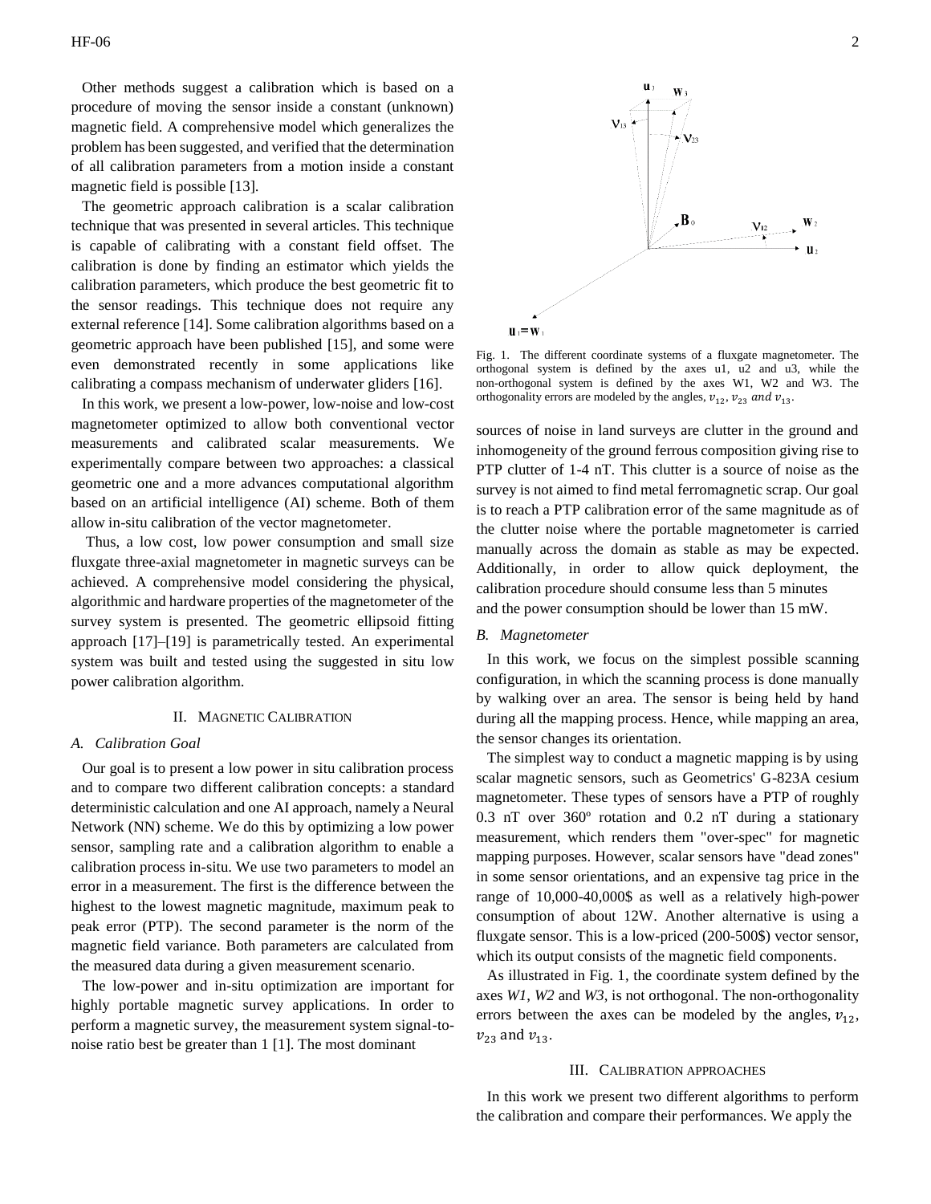Other methods suggest a calibration which is based on a procedure of moving the sensor inside a constant (unknown) magnetic field. A comprehensive model which generalizes the problem has been suggested, and verified that the determination of all calibration parameters from a motion inside a constant magnetic field is possible [13].

The geometric approach calibration is a scalar calibration technique that was presented in several articles. This technique is capable of calibrating with a constant field offset. The calibration is done by finding an estimator which yields the calibration parameters, which produce the best geometric fit to the sensor readings. This technique does not require any external reference [14]. Some calibration algorithms based on a geometric approach have been published [15], and some were even demonstrated recently in some applications like calibrating a compass mechanism of underwater gliders [16].

In this work, we present a low-power, low-noise and low-cost magnetometer optimized to allow both conventional vector measurements and calibrated scalar measurements. We experimentally compare between two approaches: a classical geometric one and a more advances computational algorithm based on an artificial intelligence (AI) scheme. Both of them allow in-situ calibration of the vector magnetometer.

Thus, a low cost, low power consumption and small size fluxgate three-axial magnetometer in magnetic surveys can be achieved. A comprehensive model considering the physical, algorithmic and hardware properties of the magnetometer of the survey system is presented. The geometric ellipsoid fitting approach [17]–[19] is parametrically tested. An experimental system was built and tested using the suggested in situ low power calibration algorithm.

## II. Magnetic Calibration

### A. Calibration Goal

Our goal is to present a low power in situ calibration process and to compare two different calibration concepts: a standard deterministic calculation and one AI approach, namely a Neural Network (NN) scheme. We do this by optimizing a low power sensor, sampling rate and a calibration algorithm to enable a calibration process in-situ. We use two parameters to model an error in a measurement. The first is the difference between the highest to the lowest magnetic magnitude, maximum peak to peak error (PTP). The second parameter is the norm of the magnetic field variance. Both parameters are calculated from the measured data during a given measurement scenario.

The low-power and in-situ optimization are important for highly portable magnetic survey applications. In order to perform a magnetic survey, the measurement system signal-to-noise ratio best be greater than 1 [1]. The most dominant sources of noise in land surveys are clutter in the ground and inhomogeneity of the ground ferrous composition giving rise to PTP clutter of 1-4 nT. This clutter is a source of noise as the survey is not aimed to find metal ferromagnetic scrap. Our goal is to reach a PTP calibration error of the same magnitude as of the clutter noise where the portable magnetometer is carried manually across the domain as stable as may be expected. Additionally, in order to allow quick deployment, the calibration procedure should consume less than 5 minutes and the power consumption should be lower than 15 mW.

Fig. 1. The different coordinate systems of a fluxgate magnetometer. The orthogonal system is defined by the axes u1, u2 and u3, while the non-orthogonal system is defined by the axes W1, W2 and W3. The orthogonality errors are modeled by the angles, $v_{12}, v_{23}$ *and* $v_{13}$.

### B. Magnetometer

In this work, we focus on the simplest possible scanning configuration, in which the scanning process is done manually by walking over an area. The sensor is being held by hand during all the mapping process. Hence, while mapping an area, the sensor changes its orientation.

The simplest way to conduct a magnetic mapping is by using scalar magnetic sensors, such as Geometrics' G-823A cesium magnetometer. These types of sensors have a PTP of roughly 0.3 nT over 360º rotation and 0.2 nT during a stationary measurement, which renders them "over-spec" for magnetic mapping purposes. However, scalar sensors have "dead zones" in some sensor orientations, and an expensive tag price in the range of 10,000-40,000$ as well as a relatively high-power consumption of about 12W. Another alternative is using a fluxgate sensor. This is a low-priced (200-500$) vector sensor, which its output consists of the magnetic field components.

As illustrated in Fig. 1, the coordinate system defined by the axes *W1, W2* and *W3,* is not orthogonal. The non-orthogonality errors between the axes can be modeled by the angles, $v_{12}$, $v_{23}$ and $v_{13}$.

## III. Calibration approaches

In this work we present two different algorithms to perform the calibration and compare their performances. We apply the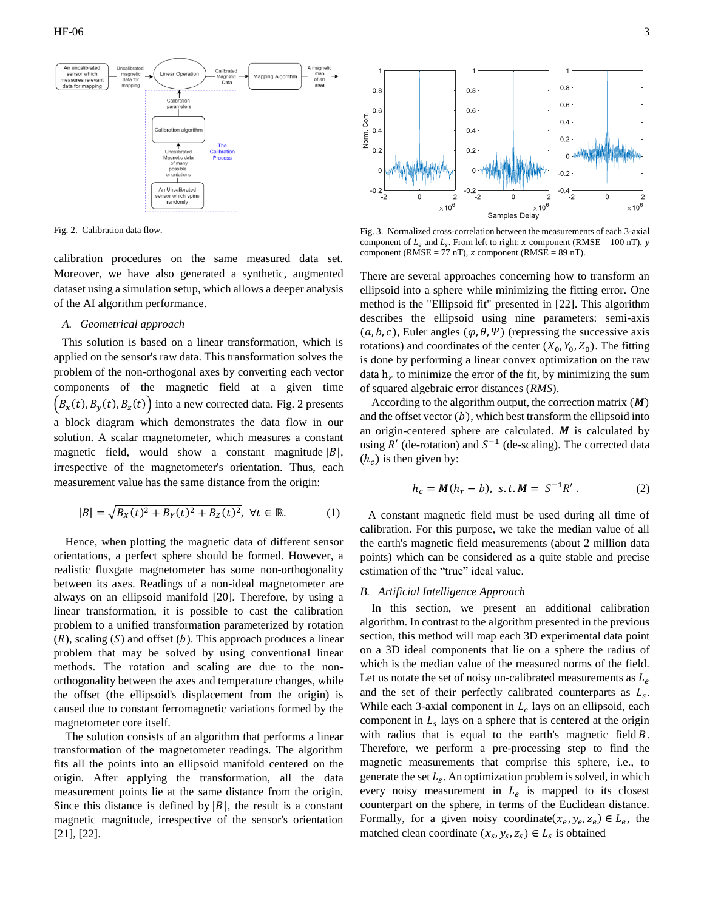Fig. 2. Calibration data flow.

Fig. 3. Normalized cross-correlation between the measurements of each 3-axial component of $L_e$ and $L_s$. From left to right: $x$ component (RMSE = 100 nT), $y$ component (RMSE = 77 nT), $z$ component (RMSE = 89 nT).

calibration procedures on the same measured data set. Moreover, we have also generated a synthetic, augmented dataset using a simulation setup, which allows a deeper analysis of the AI algorithm performance.

### A. *Geometrical approach*

This solution is based on a linear transformation, which is applied on the sensor's raw data. This transformation solves the problem of the non-orthogonal axes by converting each vector components of the magnetic field at a given time $\left(B_x(t), B_y(t), B_z(t)\right)$ into a new corrected data. Fig. 2 presents a block diagram which demonstrates the data flow in our solution. A scalar magnetometer, which measures a constant magnetic field, would show a constant magnitude $|B|$, irrespective of the magnetometer's orientation. Thus, each measurement value has the same distance from the origin:

$$|B| = \sqrt{B_X(t)^2 + B_Y(t)^2 + B_Z(t)^2},\ \forall t \in \mathbb{R}. \tag{1}$$

Hence, when plotting the magnetic data of different sensor orientations, a perfect sphere should be formed. However, a realistic fluxgate magnetometer has some non-orthogonality between its axes. Readings of a non-ideal magnetometer are always on an ellipsoid manifold [20]. Therefore, by using a linear transformation, it is possible to cast the calibration problem to a unified transformation parameterized by rotation ($R$), scaling ($S$) and offset ($b$). This approach produces a linear problem that may be solved by using conventional linear methods. The rotation and scaling are due to the non-orthogonality between the axes and temperature changes, while the offset (the ellipsoid's displacement from the origin) is caused due to constant ferromagnetic variations formed by the magnetometer core itself.

The solution consists of an algorithm that performs a linear transformation of the magnetometer readings. The algorithm fits all the points into an ellipsoid manifold centered on the origin. After applying the transformation, all the data measurement points lie at the same distance from the origin. Since this distance is defined by $|B|$, the result is a constant magnetic magnitude, irrespective of the sensor's orientation [21], [22].

There are several approaches concerning how to transform an ellipsoid into a sphere while minimizing the fitting error. One method is the "Ellipsoid fit" presented in [22]. This algorithm describes the ellipsoid using nine parameters: semi-axis $(a, b, c)$, Euler angles $(\varphi, \theta, \Psi)$ (repressing the successive axis rotations) and coordinates of the center $(X_0, Y_0, Z_0)$. The fitting is done by performing a linear convex optimization on the raw data $h_r$ to minimize the error of the fit, by minimizing the sum of squared algebraic error distances (*RMS*).

According to the algorithm output, the correction matrix ($\boldsymbol{M}$) and the offset vector $(b)$, which best transform the ellipsoid into an origin-centered sphere are calculated. $\boldsymbol{M}$ is calculated by using $R'$ (de-rotation) and $S^{-1}$ (de-scaling). The corrected data $(h_c)$ is then given by:

$$h_c = \boldsymbol{M}(h_r - b),\ s.t. \boldsymbol{M} = S^{-1}R'. \tag{2}$$

A constant magnetic field must be used during all time of calibration. For this purpose, we take the median value of all the earth's magnetic field measurements (about 2 million data points) which can be considered as a quite stable and precise estimation of the "true" ideal value.

### B. *Artificial Intelligence Approach*

In this section, we present an additional calibration algorithm. In contrast to the algorithm presented in the previous section, this method will map each 3D experimental data point on a 3D ideal components that lie on a sphere the radius of which is the median value of the measured norms of the field. Let us notate the set of noisy un-calibrated measurements as $L_e$ and the set of their perfectly calibrated counterparts as $L_s$. While each 3-axial component in $L_e$ lays on an ellipsoid, each component in $L_s$ lays on a sphere that is centered at the origin with radius that is equal to the earth's magnetic field $B$. Therefore, we perform a pre-processing step to find the magnetic measurements that comprise this sphere, i.e., to generate the set $L_s$. An optimization problem is solved, in which every noisy measurement in $L_e$ is mapped to its closest counterpart on the sphere, in terms of the Euclidean distance. Formally, for a given noisy coordinate$(x_e, y_e, z_e) \in L_e$, the matched clean coordinate $(x_s, y_s, z_s) \in L_s$ is obtained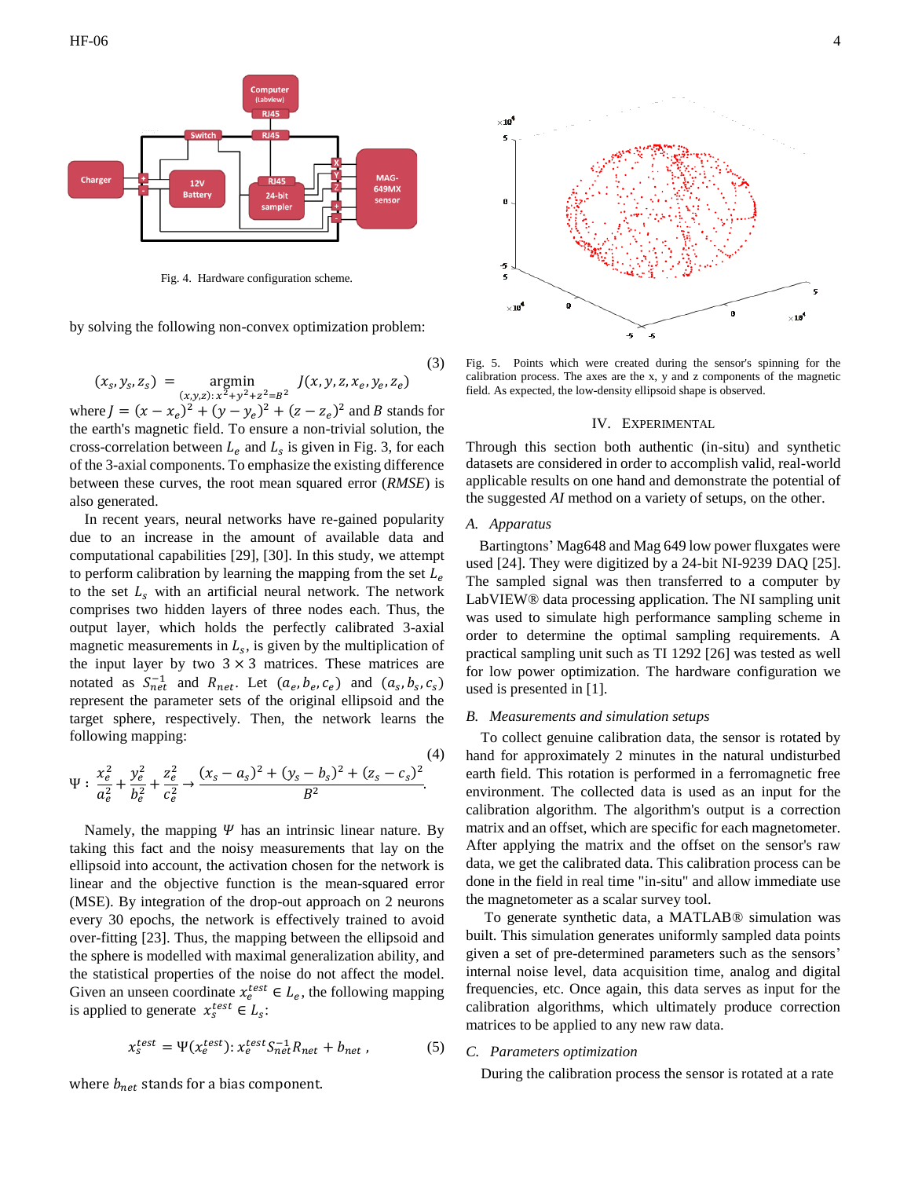Fig. 4. Hardware configuration scheme.

by solving the following non-convex optimization problem:

$$(x_s, y_s, z_s) = \underset{(x,y,z):\, x^2+y^2+z^2=B^2}{\operatorname{argmin}} J(x, y, z, x_e, y_e, z_e) \tag{3}$$

where $J = (x - x_e)^2 + (y - y_e)^2 + (z - z_e)^2$ and $B$ stands for the earth's magnetic field. To ensure a non-trivial solution, the cross-correlation between $L_e$ and $L_s$ is given in Fig. 3, for each of the 3-axial components. To emphasize the existing difference between these curves, the root mean squared error (*RMSE*) is also generated.

In recent years, neural networks have re-gained popularity due to an increase in the amount of available data and computational capabilities [29], [30]. In this study, we attempt to perform calibration by learning the mapping from the set $L_e$ to the set $L_s$ with an artificial neural network. The network comprises two hidden layers of three nodes each. Thus, the output layer, which holds the perfectly calibrated 3-axial magnetic measurements in $L_s$, is given by the multiplication of the input layer by two $3 \times 3$ matrices. These matrices are notated as $S_{net}^{-1}$ and $R_{net}$. Let $(a_e, b_e, c_e)$ and $(a_s, b_s, c_s)$ represent the parameter sets of the original ellipsoid and the target sphere, respectively. Then, the network learns the following mapping:

$$\Psi : \frac{x_e^2}{a_e^2} + \frac{y_e^2}{b_e^2} + \frac{z_e^2}{c_e^2} \rightarrow \frac{(x_s - a_s)^2 + (y_s - b_s)^2 + (z_s - c_s)^2}{B^2}. \tag{4}$$

Namely, the mapping $\Psi$ has an intrinsic linear nature. By taking this fact and the noisy measurements that lay on the ellipsoid into account, the activation chosen for the network is linear and the objective function is the mean-squared error (MSE). By integration of the drop-out approach on 2 neurons every 30 epochs, the network is effectively trained to avoid over-fitting [23]. Thus, the mapping between the ellipsoid and the sphere is modelled with maximal generalization ability, and the statistical properties of the noise do not affect the model. Given an unseen coordinate $x_e^{test} \in L_e$, the following mapping is applied to generate $x_s^{test} \in L_s$:

$$x_s^{test} = \Psi(x_e^{test}) : x_e^{test} S_{net}^{-1} R_{net} + b_{net} \,, \tag{5}$$

where $b_{net}$ stands for a bias component.

Fig. 5. Points which were created during the sensor's spinning for the calibration process. The axes are the x, y and z components of the magnetic field. As expected, the low-density ellipsoid shape is observed.

## IV. Experimental

Through this section both authentic (in-situ) and synthetic datasets are considered in order to accomplish valid, real-world applicable results on one hand and demonstrate the potential of the suggested *AI* method on a variety of setups, on the other.

### A. Apparatus

Bartingtons' Mag648 and Mag 649 low power fluxgates were used [24]. They were digitized by a 24-bit NI-9239 DAQ [25]. The sampled signal was then transferred to a computer by LabVIEW® data processing application. The NI sampling unit was used to simulate high performance sampling scheme in order to determine the optimal sampling requirements. A practical sampling unit such as TI 1292 [26] was tested as well for low power optimization. The hardware configuration we used is presented in [1].

### B. Measurements and simulation setups

To collect genuine calibration data, the sensor is rotated by hand for approximately 2 minutes in the natural undisturbed earth field. This rotation is performed in a ferromagnetic free environment. The collected data is used as an input for the calibration algorithm. The algorithm's output is a correction matrix and an offset, which are specific for each magnetometer. After applying the matrix and the offset on the sensor's raw data, we get the calibrated data. This calibration process can be done in the field in real time "in-situ" and allow immediate use the magnetometer as a scalar survey tool.

To generate synthetic data, a MATLAB® simulation was built. This simulation generates uniformly sampled data points given a set of pre-determined parameters such as the sensors' internal noise level, data acquisition time, analog and digital frequencies, etc. Once again, this data serves as input for the calibration algorithms, which ultimately produce correction matrices to be applied to any new raw data.

### C. Parameters optimization

During the calibration process the sensor is rotated at a rate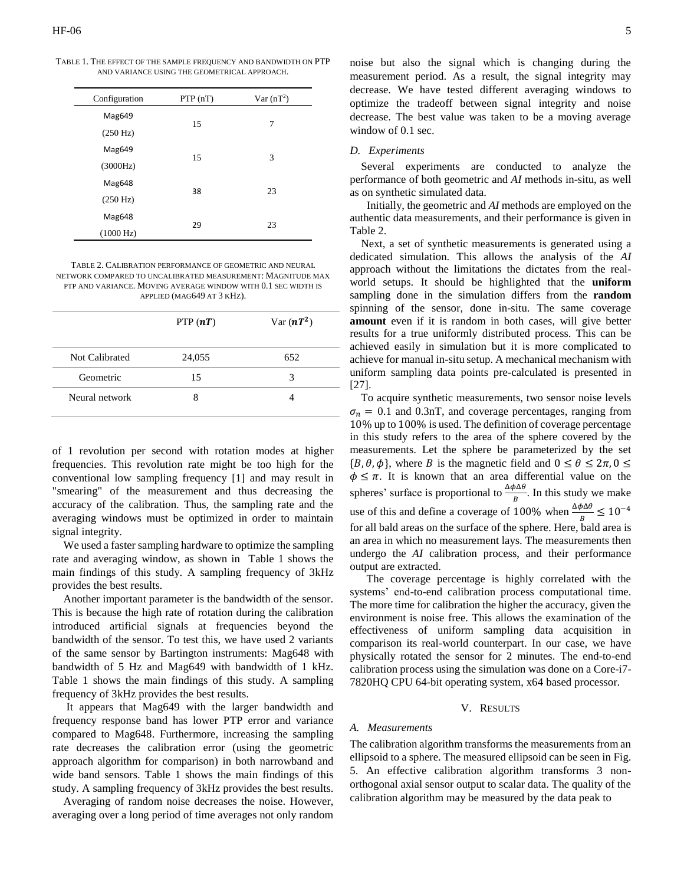TABLE 1. THE EFFECT OF THE SAMPLE FREQUENCY AND BANDWIDTH ON PTP AND VARIANCE USING THE GEOMETRICAL APPROACH.

| Configuration | PTP (nT) | Var ($nT^2$) |
| --- | --- | --- |
| Mag649 (250 Hz) | 15 | 7 |
| Mag649 (3000Hz) | 15 | 3 |
| Mag648 (250 Hz) | 38 | 23 |
| Mag648 (1000 Hz) | 29 | 23 |

TABLE 2. CALIBRATION PERFORMANCE OF GEOMETRIC AND NEURAL NETWORK COMPARED TO UNCALIBRATED MEASUREMENT: MAGNITUDE MAX PTP AND VARIANCE. MOVING AVERAGE WINDOW WITH 0.1 SEC WIDTH IS APPLIED (MAG649 AT 3 KHZ).

| | PTP ($nT$) | Var ($nT^2$) |
| --- | --- | --- |
| Not Calibrated | 24,055 | 652 |
| Geometric | 15 | 3 |
| Neural network | 8 | 4 |

of 1 revolution per second with rotation modes at higher frequencies. This revolution rate might be too high for the conventional low sampling frequency [1] and may result in "smearing" of the measurement and thus decreasing the accuracy of the calibration. Thus, the sampling rate and the averaging windows must be optimized in order to maintain signal integrity.

We used a faster sampling hardware to optimize the sampling rate and averaging window, as shown in Table 1 shows the main findings of this study. A sampling frequency of 3kHz provides the best results.

Another important parameter is the bandwidth of the sensor. This is because the high rate of rotation during the calibration introduced artificial signals at frequencies beyond the bandwidth of the sensor. To test this, we have used 2 variants of the same sensor by Bartington instruments: Mag648 with bandwidth of 5 Hz and Mag649 with bandwidth of 1 kHz. Table 1 shows the main findings of this study. A sampling frequency of 3kHz provides the best results.

It appears that Mag649 with the larger bandwidth and frequency response band has lower PTP error and variance compared to Mag648. Furthermore, increasing the sampling rate decreases the calibration error (using the geometric approach algorithm for comparison) in both narrowband and wide band sensors. Table 1 shows the main findings of this study. A sampling frequency of 3kHz provides the best results.

Averaging of random noise decreases the noise. However, averaging over a long period of time averages not only random noise but also the signal which is changing during the measurement period. As a result, the signal integrity may decrease. We have tested different averaging windows to optimize the tradeoff between signal integrity and noise decrease. The best value was taken to be a moving average window of 0.1 sec.

### D. Experiments

Several experiments are conducted to analyze the performance of both geometric and *AI* methods in-situ, as well as on synthetic simulated data.

Initially, the geometric and *AI* methods are employed on the authentic data measurements, and their performance is given in Table 2.

Next, a set of synthetic measurements is generated using a dedicated simulation. This allows the analysis of the *AI* approach without the limitations the dictates from the real-world setups. It should be highlighted that the **uniform** sampling done in the simulation differs from the **random** spinning of the sensor, done in-situ. The same coverage **amount** even if it is random in both cases, will give better results for a true uniformly distributed process. This can be achieved easily in simulation but it is more complicated to achieve for manual in-situ setup. A mechanical mechanism with uniform sampling data points pre-calculated is presented in [27].

To acquire synthetic measurements, two sensor noise levels $\sigma_n = 0.1$ and 0.3nT, and coverage percentages, ranging from 10% up to 100% is used. The definition of coverage percentage in this study refers to the area of the sphere covered by the measurements. Let the sphere be parameterized by the set $\{B, \theta, \phi\}$, where $B$ is the magnetic field and $0 \leq \theta \leq 2\pi, 0 \leq \phi \leq \pi$. It is known that an area differential value on the spheres' surface is proportional to $\frac{\Delta\phi\Delta\theta}{B}$. In this study we make use of this and define a coverage of 100% when $\frac{\Delta\phi\Delta\theta}{B} \leq 10^{-4}$ for all bald areas on the surface of the sphere. Here, bald area is an area in which no measurement lays. The measurements then undergo the *AI* calibration process, and their performance output are extracted.

The coverage percentage is highly correlated with the systems' end-to-end calibration process computational time. The more time for calibration the higher the accuracy, given the environment is noise free. This allows the examination of the effectiveness of uniform sampling data acquisition in comparison its real-world counterpart. In our case, we have physically rotated the sensor for 2 minutes. The end-to-end calibration process using the simulation was done on a Core-i7-7820HQ CPU 64-bit operating system, x64 based processor.

## V. RESULTS

### A. Measurements

The calibration algorithm transforms the measurements from an ellipsoid to a sphere. The measured ellipsoid can be seen in Fig. 5. An effective calibration algorithm transforms 3 non-orthogonal axial sensor output to scalar data. The quality of the calibration algorithm may be measured by the data peak to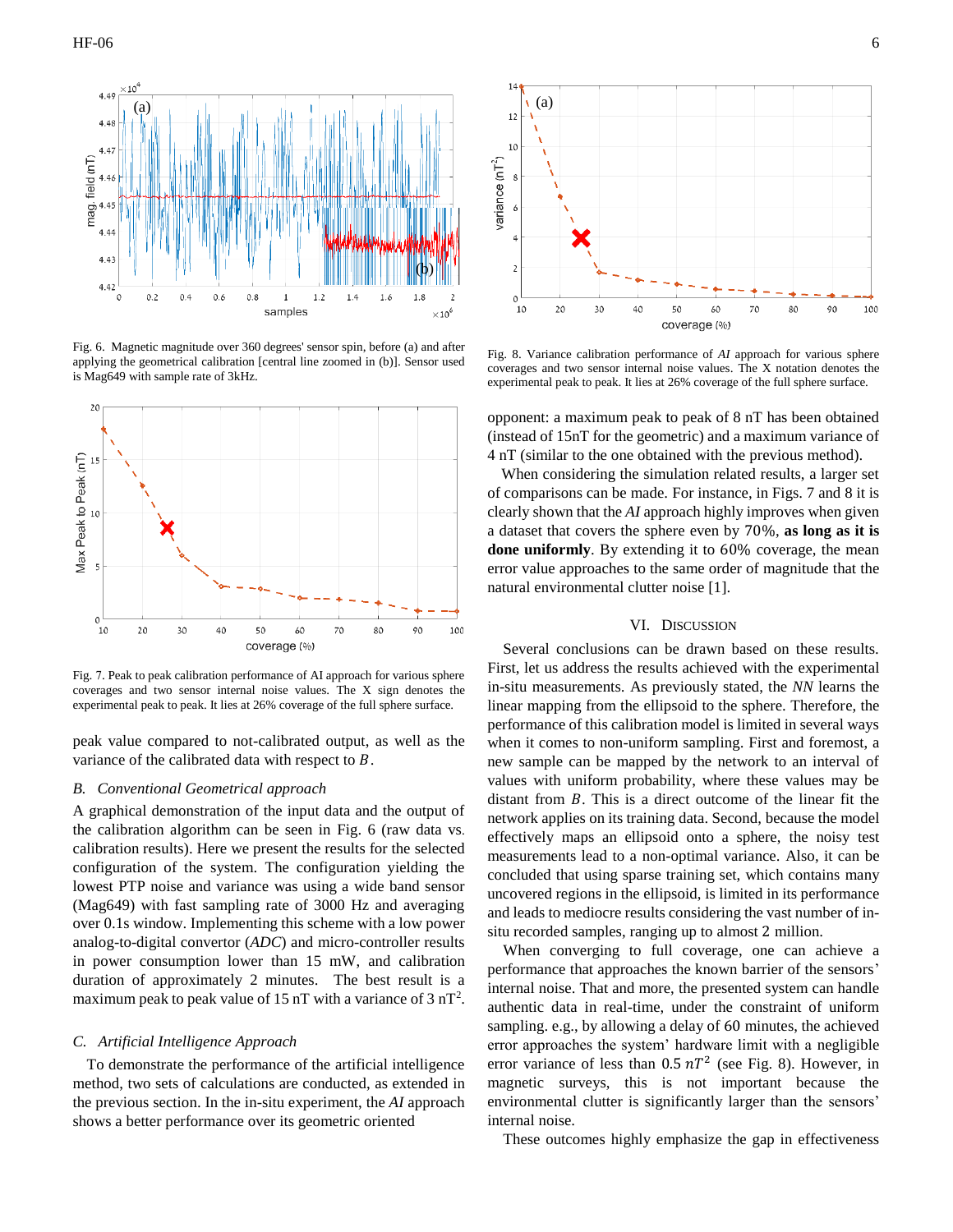Fig. 6. Magnetic magnitude over 360 degrees' sensor spin, before (a) and after applying the geometrical calibration [central line zoomed in (b)]. Sensor used is Mag649 with sample rate of 3kHz.

Fig. 7. Peak to peak calibration performance of AI approach for various sphere coverages and two sensor internal noise values. The X sign denotes the experimental peak to peak. It lies at 26% coverage of the full sphere surface.

peak value compared to not-calibrated output, as well as the variance of the calibrated data with respect to $B$.

### B. Conventional Geometrical approach

A graphical demonstration of the input data and the output of the calibration algorithm can be seen in Fig. 6 (raw data vs. calibration results). Here we present the results for the selected configuration of the system. The configuration yielding the lowest PTP noise and variance was using a wide band sensor (Mag649) with fast sampling rate of 3000 Hz and averaging over 0.1s window. Implementing this scheme with a low power analog-to-digital convertor (*ADC*) and micro-controller results in power consumption lower than 15 mW, and calibration duration of approximately 2 minutes. The best result is a maximum peak to peak value of 15 nT with a variance of 3 $nT^2$.

### C. Artificial Intelligence Approach

To demonstrate the performance of the artificial intelligence method, two sets of calculations are conducted, as extended in the previous section. In the in-situ experiment, the *AI* approach shows a better performance over its geometric oriented

Fig. 8. Variance calibration performance of *AI* approach for various sphere coverages and two sensor internal noise values. The X notation denotes the experimental peak to peak. It lies at 26% coverage of the full sphere surface.

opponent: a maximum peak to peak of 8 nT has been obtained (instead of 15nT for the geometric) and a maximum variance of 4 nT (similar to the one obtained with the previous method).

When considering the simulation related results, a larger set of comparisons can be made. For instance, in Figs. 7 and 8 it is clearly shown that the *AI* approach highly improves when given a dataset that covers the sphere even by 70%, **as long as it is done uniformly**. By extending it to 60% coverage, the mean error value approaches to the same order of magnitude that the natural environmental clutter noise [1].

## VI. Discussion

Several conclusions can be drawn based on these results. First, let us address the results achieved with the experimental in-situ measurements. As previously stated, the *NN* learns the linear mapping from the ellipsoid to the sphere. Therefore, the performance of this calibration model is limited in several ways when it comes to non-uniform sampling. First and foremost, a new sample can be mapped by the network to an interval of values with uniform probability, where these values may be distant from $B$. This is a direct outcome of the linear fit the network applies on its training data. Second, because the model effectively maps an ellipsoid onto a sphere, the noisy test measurements lead to a non-optimal variance. Also, it can be concluded that using sparse training set, which contains many uncovered regions in the ellipsoid, is limited in its performance and leads to mediocre results considering the vast number of in-situ recorded samples, ranging up to almost 2 million.

When converging to full coverage, one can achieve a performance that approaches the known barrier of the sensors' internal noise. That and more, the presented system can handle authentic data in real-time, under the constraint of uniform sampling. e.g., by allowing a delay of 60 minutes, the achieved error approaches the system' hardware limit with a negligible error variance of less than $0.5\ nT^2$ (see Fig. 8). However, in magnetic surveys, this is not important because the environmental clutter is significantly larger than the sensors' internal noise.

These outcomes highly emphasize the gap in effectiveness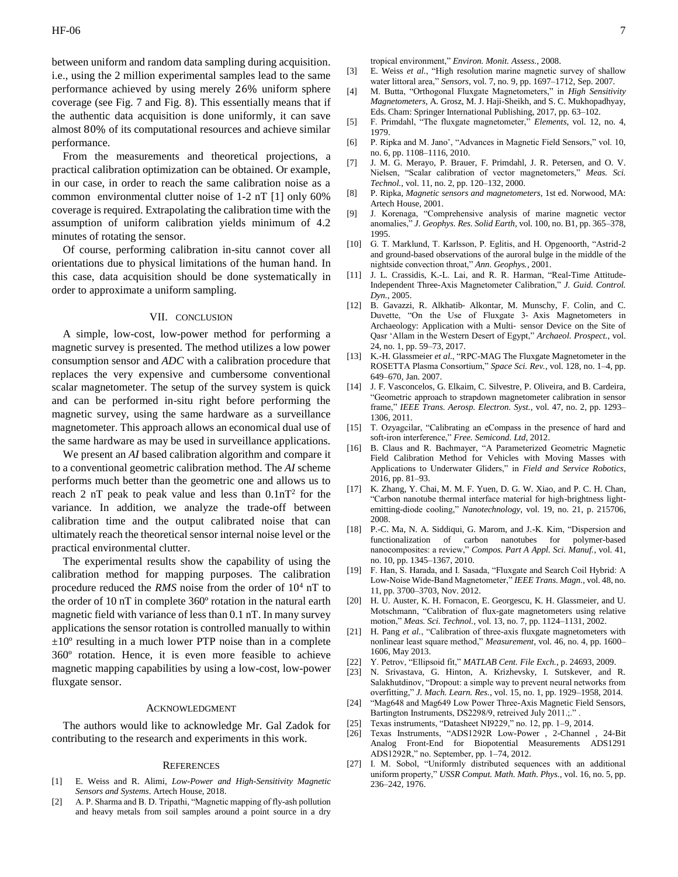between uniform and random data sampling during acquisition. i.e., using the 2 million experimental samples lead to the same performance achieved by using merely 26% uniform sphere coverage (see Fig. 7 and Fig. 8). This essentially means that if the authentic data acquisition is done uniformly, it can save almost 80% of its computational resources and achieve similar performance.

From the measurements and theoretical projections, a practical calibration optimization can be obtained. Or example, in our case, in order to reach the same calibration noise as a common environmental clutter noise of 1-2 nT [1] only 60% coverage is required. Extrapolating the calibration time with the assumption of uniform calibration yields minimum of 4.2 minutes of rotating the sensor.

Of course, performing calibration in-situ cannot cover all orientations due to physical limitations of the human hand. In this case, data acquisition should be done systematically in order to approximate a uniform sampling.

## VII. Conclusion

A simple, low-cost, low-power method for performing a magnetic survey is presented. The method utilizes a low power consumption sensor and *ADC* with a calibration procedure that replaces the very expensive and cumbersome conventional scalar magnetometer. The setup of the survey system is quick and can be performed in-situ right before performing the magnetic survey, using the same hardware as a surveillance magnetometer. This approach allows an economical dual use of the same hardware as may be used in surveillance applications.

We present an *AI* based calibration algorithm and compare it to a conventional geometric calibration method. The *AI* scheme performs much better than the geometric one and allows us to reach 2 nT peak to peak value and less than $0.1\text{nT}^2$ for the variance. In addition, we analyze the trade-off between calibration time and the output calibrated noise that can ultimately reach the theoretical sensor internal noise level or the practical environmental clutter.

The experimental results show the capability of using the calibration method for mapping purposes. The calibration procedure reduced the *RMS* noise from the order of $10^4$ nT to the order of 10 nT in complete 360º rotation in the natural earth magnetic field with variance of less than 0.1 nT. In many survey applications the sensor rotation is controlled manually to within ±10º resulting in a much lower PTP noise than in a complete 360º rotation. Hence, it is even more feasible to achieve magnetic mapping capabilities by using a low-cost, low-power fluxgate sensor.

## Acknowledgment

The authors would like to acknowledge Mr. Gal Zadok for contributing to the research and experiments in this work.

## References

[1] E. Weiss and R. Alimi, *Low-Power and High-Sensitivity Magnetic Sensors and Systems*. Artech House, 2018.

[2] A. P. Sharma and B. D. Tripathi, "Magnetic mapping of fly-ash pollution and heavy metals from soil samples around a point source in a dry tropical environment," *Environ. Monit. Assess.*, 2008.

[3] E. Weiss *et al.*, "High resolution marine magnetic survey of shallow water littoral area," *Sensors*, vol. 7, no. 9, pp. 1697–1712, Sep. 2007.

[4] M. Butta, "Orthogonal Fluxgate Magnetometers," in *High Sensitivity Magnetometers*, A. Grosz, M. J. Haji-Sheikh, and S. C. Mukhopadhyay, Eds. Cham: Springer International Publishing, 2017, pp. 63–102.

[5] F. Primdahl, "The fluxgate magnetometer," *Elements*, vol. 12, no. 4, 1979.

[6] P. Ripka and M. Janoˇ, "Advances in Magnetic Field Sensors," vol. 10, no. 6, pp. 1108–1116, 2010.

[7] J. M. G. Merayo, P. Brauer, F. Primdahl, J. R. Petersen, and O. V. Nielsen, "Scalar calibration of vector magnetometers," *Meas. Sci. Technol.*, vol. 11, no. 2, pp. 120–132, 2000.

[8] P. Ripka, *Magnetic sensors and magnetometers*, 1st ed. Norwood, MA: Artech House, 2001.

[9] J. Korenaga, "Comprehensive analysis of marine magnetic vector anomalies," *J. Geophys. Res. Solid Earth*, vol. 100, no. B1, pp. 365–378, 1995.

[10] G. T. Marklund, T. Karlsson, P. Eglitis, and H. Opgenoorth, "Astrid-2 and ground-based observations of the auroral bulge in the middle of the nightside convection throat," *Ann. Geophys.*, 2001.

[11] J. L. Crassidis, K.-L. Lai, and R. R. Harman, "Real-Time Attitude-Independent Three-Axis Magnetometer Calibration," *J. Guid. Control. Dyn.*, 2005.

[12] B. Gavazzi, R. Alkhatib- Alkontar, M. Munschy, F. Colin, and C. Duvette, "On the Use of Fluxgate 3- Axis Magnetometers in Archaeology: Application with a Multi- sensor Device on the Site of Qasr 'Allam in the Western Desert of Egypt," *Archaeol. Prospect.*, vol. 24, no. 1, pp. 59–73, 2017.

[13] K.-H. Glassmeier *et al.*, "RPC-MAG The Fluxgate Magnetometer in the ROSETTA Plasma Consortium," *Space Sci. Rev.*, vol. 128, no. 1–4, pp. 649–670, Jan. 2007.

[14] J. F. Vasconcelos, G. Elkaim, C. Silvestre, P. Oliveira, and B. Cardeira, "Geometric approach to strapdown magnetometer calibration in sensor frame," *IEEE Trans. Aerosp. Electron. Syst.*, vol. 47, no. 2, pp. 1293–1306, 2011.

[15] T. Ozyagcilar, "Calibrating an eCompass in the presence of hard and soft-iron interference," *Free. Semicond. Ltd*, 2012.

[16] B. Claus and R. Bachmayer, "A Parameterized Geometric Magnetic Field Calibration Method for Vehicles with Moving Masses with Applications to Underwater Gliders," in *Field and Service Robotics*, 2016, pp. 81–93.

[17] K. Zhang, Y. Chai, M. M. F. Yuen, D. G. W. Xiao, and P. C. H. Chan, "Carbon nanotube thermal interface material for high-brightness light-emitting-diode cooling," *Nanotechnology*, vol. 19, no. 21, p. 215706, 2008.

[18] P.-C. Ma, N. A. Siddiqui, G. Marom, and J.-K. Kim, "Dispersion and functionalization of carbon nanotubes for polymer-based nanocomposites: a review," *Compos. Part A Appl. Sci. Manuf.*, vol. 41, no. 10, pp. 1345–1367, 2010.

[19] F. Han, S. Harada, and I. Sasada, "Fluxgate and Search Coil Hybrid: A Low-Noise Wide-Band Magnetometer," *IEEE Trans. Magn.*, vol. 48, no. 11, pp. 3700–3703, Nov. 2012.

[20] H. U. Auster, K. H. Fornacon, E. Georgescu, K. H. Glassmeier, and U. Motschmann, "Calibration of flux-gate magnetometers using relative motion," *Meas. Sci. Technol.*, vol. 13, no. 7, pp. 1124–1131, 2002.

[21] H. Pang *et al.*, "Calibration of three-axis fluxgate magnetometers with nonlinear least square method," *Measurement*, vol. 46, no. 4, pp. 1600–1606, May 2013.

[22] Y. Petrov, "Ellipsoid fit," *MATLAB Cent. File Exch.*, p. 24693, 2009.

[23] N. Srivastava, G. Hinton, A. Krizhevsky, I. Sutskever, and R. Salakhutdinov, "Dropout: a simple way to prevent neural networks from overfitting," *J. Mach. Learn. Res.*, vol. 15, no. 1, pp. 1929–1958, 2014.

[24] "Mag648 and Mag649 Low Power Three-Axis Magnetic Field Sensors, Bartington Instruments, DS2298/9, retreived July 2011.;." .

[25] Texas instruments, "Datasheet NI9229," no. 12, pp. 1–9, 2014.

[26] Texas Instruments, "ADS1292R Low-Power , 2-Channel , 24-Bit Analog Front-End for Biopotential Measurements ADS1291 ADS1292R," no. September, pp. 1–74, 2012.

[27] I. M. Sobol, "Uniformly distributed sequences with an additional uniform property," *USSR Comput. Math. Math. Phys.*, vol. 16, no. 5, pp. 236–242, 1976.